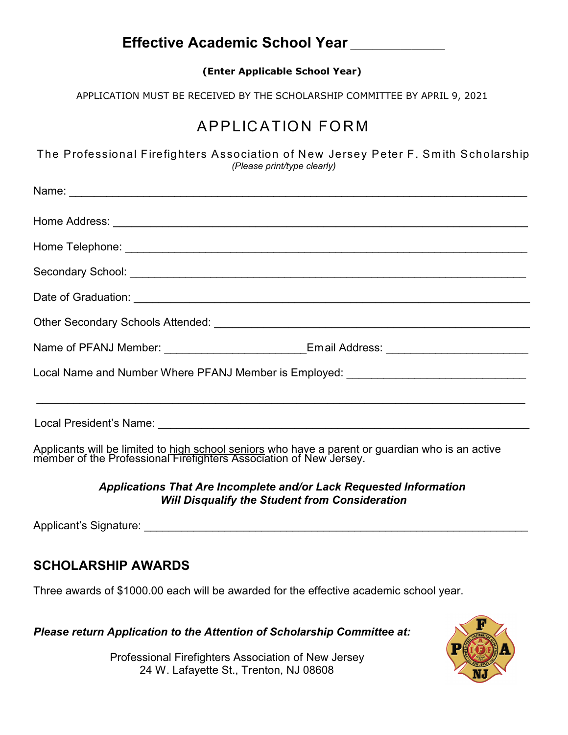# Effective Academic School Year ____________

**(Enter Applicable School Year)**

APPLICATION MUST BE RECEIVED BY THE SCHOLARSHIP COMMITTEE BY APRIL 9, 2021

# APPLICATION FORM

The Professional Firefighters Association of New Jersey Peter F. Smith Scholarship

*(Please print/type clearly)*

Name: ____________________________________________________________

Home Address: ____________________________________________________________

Home Telephone: ____________________________________________________________

Secondary School: ____________________________________________________________

Date of Graduation: ____________________________________________________________

Other Secondary Schools Attended: ______________________________________________

Name of PFANJ Member: ______________________ Email Address: ______________________

Local Name and Number Where PFANJ Member is Employed: _____________________________

____________________________________________________________________________

Local President's Name: ____________________________________________________________

Applicants will be limited to high school seniors who have a parent or guardian who is an active member of the Professional Firefighters Association of New Jersey.

***Applications That Are Incomplete and/or Lack Requested Information Will Disqualify the Student from Consideration***

Applicant's Signature: ____________________________________________________________

## SCHOLARSHIP AWARDS

Three awards of $1000.00 each will be awarded for the effective academic school year.

***Please return Application to the Attention of Scholarship Committee at:***

Professional Firefighters Association of New Jersey
24 W. Lafayette St., Trenton, NJ 08608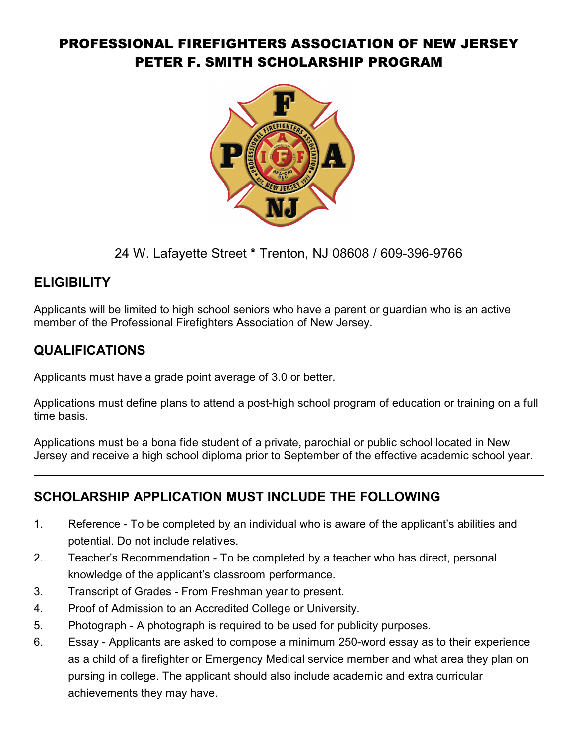# PROFESSIONAL FIREFIGHTERS ASSOCIATION OF NEW JERSEY
# PETER F. SMITH SCHOLARSHIP PROGRAM

24 W. Lafayette Street * Trenton, NJ 08608 / 609-396-9766

## ELIGIBILITY

Applicants will be limited to high school seniors who have a parent or guardian who is an active member of the Professional Firefighters Association of New Jersey.

## QUALIFICATIONS

Applicants must have a grade point average of 3.0 or better.

Applications must define plans to attend a post-high school program of education or training on a full time basis.

Applications must be a bona fide student of a private, parochial or public school located in New Jersey and receive a high school diploma prior to September of the effective academic school year.

---

## SCHOLARSHIP APPLICATION MUST INCLUDE THE FOLLOWING

1. Reference - To be completed by an individual who is aware of the applicant's abilities and potential. Do not include relatives.
2. Teacher's Recommendation - To be completed by a teacher who has direct, personal knowledge of the applicant's classroom performance.
3. Transcript of Grades - From Freshman year to present.
4. Proof of Admission to an Accredited College or University.
5. Photograph - A photograph is required to be used for publicity purposes.
6. Essay - Applicants are asked to compose a minimum 250-word essay as to their experience as a child of a firefighter or Emergency Medical service member and what area they plan on pursing in college. The applicant should also include academic and extra curricular achievements they may have.